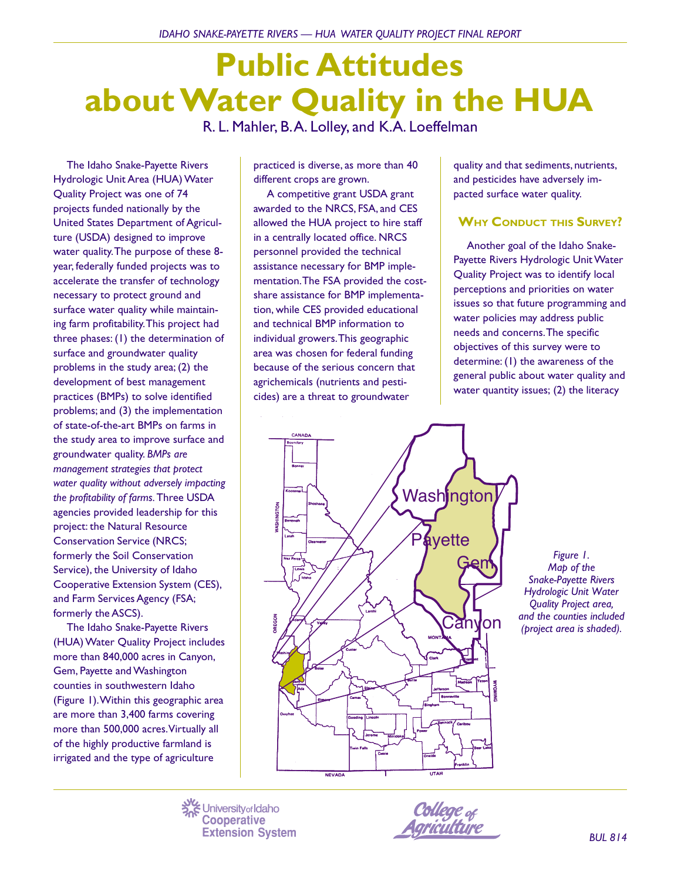# Public Attitudes about Water Quality in the HUA

R. L. Mahler, B. A. Lolley, and K. A. Loeffelman

The Idaho Snake-Payette Rivers Hydrologic Unit Area (HUA) Water Quality Project was one of 74 projects funded nationally by the United States Department of Agriculture (USDA) designed to improve water quality. The purpose of these 8-year, federally funded projects was to accelerate the transfer of technology necessary to protect ground and surface water quality while maintaining farm profitability. This project had three phases: (1) the determination of surface and groundwater quality problems in the study area; (2) the development of best management practices (BMPs) to solve identified problems; and (3) the implementation of state-of-the-art BMPs on farms in the study area to improve surface and groundwater quality. *BMPs are management strategies that protect water quality without adversely impacting the profitability of farms*. Three USDA agencies provided leadership for this project: the Natural Resource Conservation Service (NRCS; formerly the Soil Conservation Service), the University of Idaho Cooperative Extension System (CES), and Farm Services Agency (FSA; formerly the ASCS).

The Idaho Snake-Payette Rivers (HUA) Water Quality Project includes more than 840,000 acres in Canyon, Gem, Payette and Washington counties in southwestern Idaho (Figure 1). Within this geographic area are more than 3,400 farms covering more than 500,000 acres. Virtually all of the highly productive farmland is irrigated and the type of agriculture practiced is diverse, as more than 40 different crops are grown.

A competitive grant USDA grant awarded to the NRCS, FSA, and CES allowed the HUA project to hire staff in a centrally located office. NRCS personnel provided the technical assistance necessary for BMP implementation. The FSA provided the cost-share assistance for BMP implementation, while CES provided educational and technical BMP information to individual growers. This geographic area was chosen for federal funding because of the serious concern that agrichemicals (nutrients and pesticides) are a threat to groundwater quality and that sediments, nutrients, and pesticides have adversely impacted surface water quality.

## Why Conduct this Survey?

Another goal of the Idaho Snake-Payette Rivers Hydrologic Unit Water Quality Project was to identify local perceptions and priorities on water issues so that future programming and water policies may address public needs and concerns. The specific objectives of this survey were to determine: (1) the awareness of the general public about water quality and water quantity issues; (2) the literacy

*Figure 1. Map of the Snake-Payette Rivers Hydrologic Unit Water Quality Project area, and the counties included (project area is shaded).*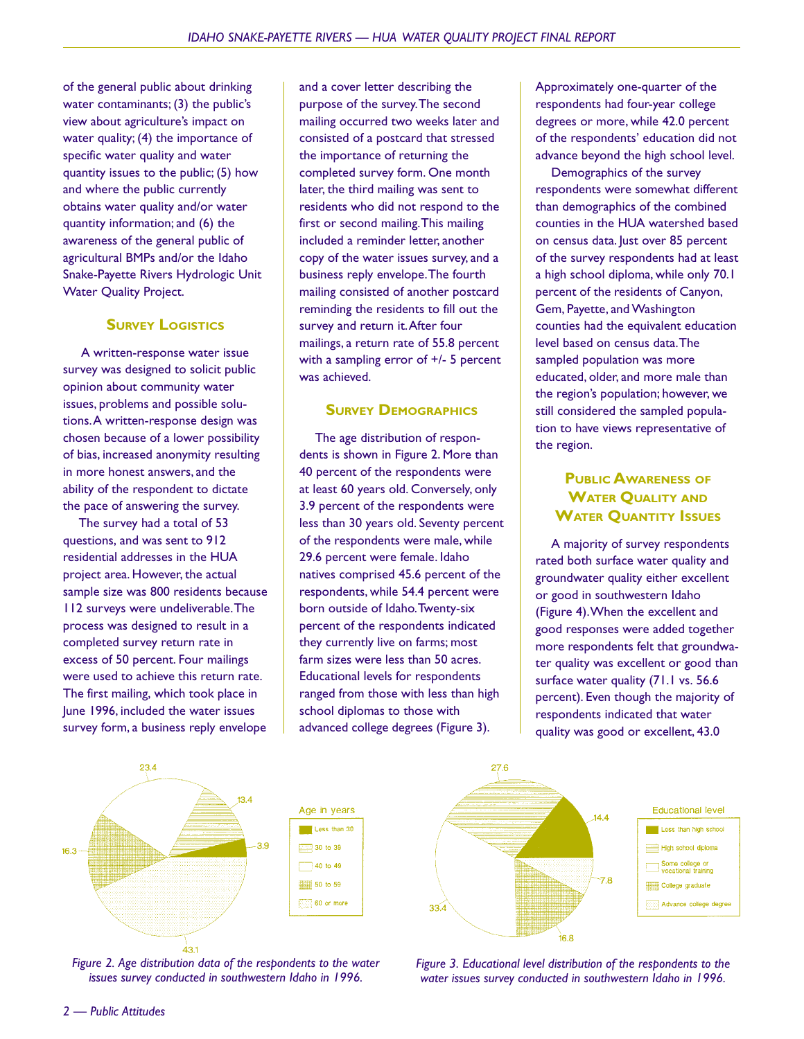of the general public about drinking water contaminants; (3) the public's view about agriculture's impact on water quality; (4) the importance of specific water quality and water quantity issues to the public; (5) how and where the public currently obtains water quality and/or water quantity information; and (6) the awareness of the general public of agricultural BMPs and/or the Idaho Snake-Payette Rivers Hydrologic Unit Water Quality Project.

## Survey Logistics

A written-response water issue survey was designed to solicit public opinion about community water issues, problems and possible solutions. A written-response design was chosen because of a lower possibility of bias, increased anonymity resulting in more honest answers, and the ability of the respondent to dictate the pace of answering the survey.

The survey had a total of 53 questions, and was sent to 912 residential addresses in the HUA project area. However, the actual sample size was 800 residents because 112 surveys were undeliverable. The process was designed to result in a completed survey return rate in excess of 50 percent. Four mailings were used to achieve this return rate. The first mailing, which took place in June 1996, included the water issues survey form, a business reply envelope and a cover letter describing the purpose of the survey. The second mailing occurred two weeks later and consisted of a postcard that stressed the importance of returning the completed survey form. One month later, the third mailing was sent to residents who did not respond to the first or second mailing. This mailing included a reminder letter, another copy of the water issues survey, and a business reply envelope. The fourth mailing consisted of another postcard reminding the residents to fill out the survey and return it. After four mailings, a return rate of 55.8 percent with a sampling error of +/- 5 percent was achieved.

## Survey Demographics

The age distribution of respondents is shown in Figure 2. More than 40 percent of the respondents were at least 60 years old. Conversely, only 3.9 percent of the respondents were less than 30 years old. Seventy percent of the respondents were male, while 29.6 percent were female. Idaho natives comprised 45.6 percent of the respondents, while 54.4 percent were born outside of Idaho. Twenty-six percent of the respondents indicated they currently live on farms; most farm sizes were less than 50 acres. Educational levels for respondents ranged from those with less than high school diplomas to those with advanced college degrees (Figure 3). Approximately one-quarter of the respondents had four-year college degrees or more, while 42.0 percent of the respondents' education did not advance beyond the high school level.

Demographics of the survey respondents were somewhat different than demographics of the combined counties in the HUA watershed based on census data. Just over 85 percent of the survey respondents had at least a high school diploma, while only 70.1 percent of the residents of Canyon, Gem, Payette, and Washington counties had the equivalent education level based on census data. The sampled population was more educated, older, and more male than the region's population; however, we still considered the sampled population to have views representative of the region.

## Public Awareness of Water Quality and Water Quantity Issues

A majority of survey respondents rated both surface water quality and groundwater quality either excellent or good in southwestern Idaho (Figure 4). When the excellent and good responses were added together more respondents felt that groundwater quality was excellent or good than surface water quality (71.1 vs. 56.6 percent). Even though the majority of respondents indicated that water quality was good or excellent, 43.0

| Age in years | Percent |
|---|---|
| Less than 30 | 3.9 |
| 30 to 39 | 13.4 |
| 40 to 49 | 23.4 |
| 50 to 59 | 16.3 |
| 60 or more | 43.1 |

*Figure 2. Age distribution data of the respondents to the water issues survey conducted in southwestern Idaho in 1996.*

| Educational level | Percent |
|---|---|
| Less than high school | 14.4 |
| High school diploma | 27.6 |
| Some college or vocational training | 33.4 |
| College graduate | 16.8 |
| Advance college degree | 7.8 |

*Figure 3. Educational level distribution of the respondents to the water issues survey conducted in southwestern Idaho in 1996.*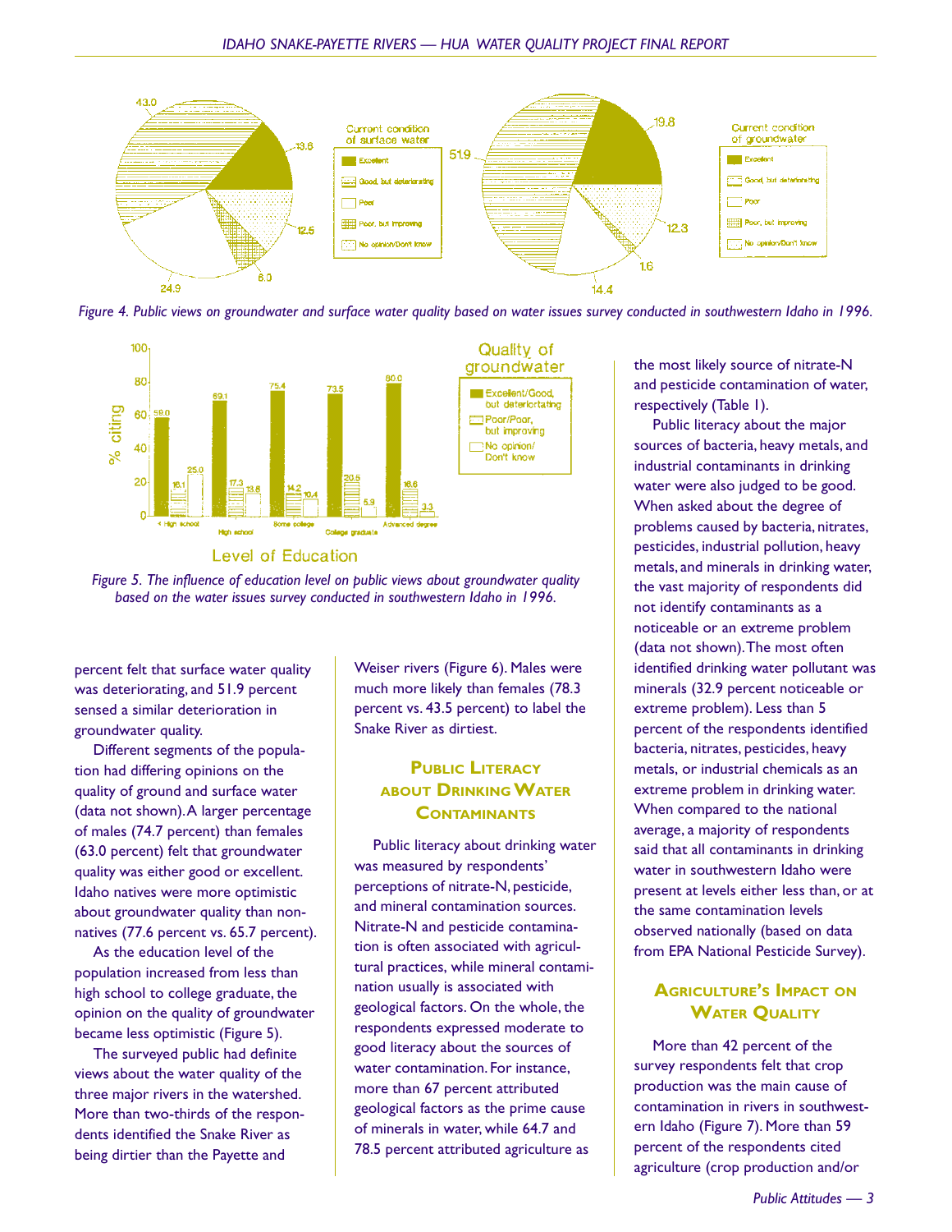Figure 4. Public views on groundwater and surface water quality based on water issues survey conducted in southwestern Idaho in 1996.

Figure 5. The influence of education level on public views about groundwater quality based on the water issues survey conducted in southwestern Idaho in 1996.

percent felt that surface water quality was deteriorating, and 51.9 percent sensed a similar deterioration in groundwater quality.

Different segments of the population had differing opinions on the quality of ground and surface water (data not shown). A larger percentage of males (74.7 percent) than females (63.0 percent) felt that groundwater quality was either good or excellent. Idaho natives were more optimistic about groundwater quality than non-natives (77.6 percent vs. 65.7 percent).

As the education level of the population increased from less than high school to college graduate, the opinion on the quality of groundwater became less optimistic (Figure 5).

The surveyed public had definite views about the water quality of the three major rivers in the watershed. More than two-thirds of the respondents identified the Snake River as being dirtier than the Payette and Weiser rivers (Figure 6). Males were much more likely than females (78.3 percent vs. 43.5 percent) to label the Snake River as dirtiest.

## Public Literacy about Drinking Water Contaminants

Public literacy about drinking water was measured by respondents' perceptions of nitrate-N, pesticide, and mineral contamination sources. Nitrate-N and pesticide contamination is often associated with agricultural practices, while mineral contamination usually is associated with geological factors. On the whole, the respondents expressed moderate to good literacy about the sources of water contamination. For instance, more than 67 percent attributed geological factors as the prime cause of minerals in water, while 64.7 and 78.5 percent attributed agriculture as the most likely source of nitrate-N and pesticide contamination of water, respectively (Table 1).

Public literacy about the major sources of bacteria, heavy metals, and industrial contaminants in drinking water were also judged to be good. When asked about the degree of problems caused by bacteria, nitrates, pesticides, industrial pollution, heavy metals, and minerals in drinking water, the vast majority of respondents did not identify contaminants as a noticeable or an extreme problem (data not shown). The most often identified drinking water pollutant was minerals (32.9 percent noticeable or extreme problem). Less than 5 percent of the respondents identified bacteria, nitrates, pesticides, heavy metals, or industrial chemicals as an extreme problem in drinking water. When compared to the national average, a majority of respondents said that all contaminants in drinking water in southwestern Idaho were present at levels either less than, or at the same contamination levels observed nationally (based on data from EPA National Pesticide Survey).

## Agriculture's Impact on Water Quality

More than 42 percent of the survey respondents felt that crop production was the main cause of contamination in rivers in southwestern Idaho (Figure 7). More than 59 percent of the respondents cited agriculture (crop production and/or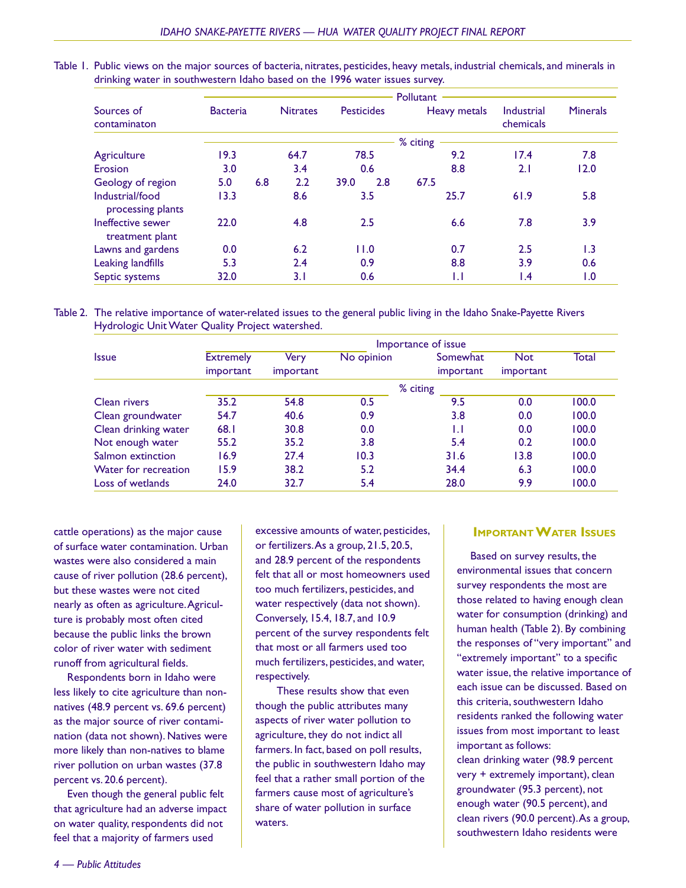Table 1. Public views on the major sources of bacteria, nitrates, pesticides, heavy metals, industrial chemicals, and minerals in drinking water in southwestern Idaho based on the 1996 water issues survey.

| Sources of contaminaton | Pollutant | | | | | |
|---|---|---|---|---|---|---|
| | Bacteria | Nitrates | Pesticides | Heavy metals | Industrial chemicals | Minerals |
| | % citing | | | | | |
| Agriculture | 19.3 | 64.7 | 78.5 | 9.2 | 17.4 | 7.8 |
| Erosion | 3.0 | 3.4 | 0.6 | 8.8 | 2.1 | 12.0 |
| Geology of region | 5.0 | 6.8 | 2.2 | 39.0 | 2.8 | 67.5 |
| Industrial/food processing plants | 13.3 | 8.6 | 3.5 | 25.7 | 61.9 | 5.8 |
| Ineffective sewer treatment plant | 22.0 | 4.8 | 2.5 | 6.6 | 7.8 | 3.9 |
| Lawns and gardens | 0.0 | 6.2 | 11.0 | 0.7 | 2.5 | 1.3 |
| Leaking landfills | 5.3 | 2.4 | 0.9 | 8.8 | 3.9 | 0.6 |
| Septic systems | 32.0 | 3.1 | 0.6 | 1.1 | 1.4 | 1.0 |

Table 2. The relative importance of water-related issues to the general public living in the Idaho Snake-Payette Rivers Hydrologic Unit Water Quality Project watershed.

| Issue | Importance of issue | | | | | |
|---|---|---|---|---|---|---|
| | Extremely important | Very important | No opinion | Somewhat important | Not important | Total |
| | % citing | | | | | |
| Clean rivers | 35.2 | 54.8 | 0.5 | 9.5 | 0.0 | 100.0 |
| Clean groundwater | 54.7 | 40.6 | 0.9 | 3.8 | 0.0 | 100.0 |
| Clean drinking water | 68.1 | 30.8 | 0.0 | 1.1 | 0.0 | 100.0 |
| Not enough water | 55.2 | 35.2 | 3.8 | 5.4 | 0.2 | 100.0 |
| Salmon extinction | 16.9 | 27.4 | 10.3 | 31.6 | 13.8 | 100.0 |
| Water for recreation | 15.9 | 38.2 | 5.2 | 34.4 | 6.3 | 100.0 |
| Loss of wetlands | 24.0 | 32.7 | 5.4 | 28.0 | 9.9 | 100.0 |

cattle operations) as the major cause of surface water contamination. Urban wastes were also considered a main cause of river pollution (28.6 percent), but these wastes were not cited nearly as often as agriculture. Agriculture is probably most often cited because the public links the brown color of river water with sediment runoff from agricultural fields.

Respondents born in Idaho were less likely to cite agriculture than non-natives (48.9 percent vs. 69.6 percent) as the major source of river contamination (data not shown). Natives were more likely than non-natives to blame river pollution on urban wastes (37.8 percent vs. 20.6 percent).

Even though the general public felt that agriculture had an adverse impact on water quality, respondents did not feel that a majority of farmers used excessive amounts of water, pesticides, or fertilizers. As a group, 21.5, 20.5, and 28.9 percent of the respondents felt that all or most homeowners used too much fertilizers, pesticides, and water respectively (data not shown). Conversely, 15.4, 18.7, and 10.9 percent of the survey respondents felt that most or all farmers used too much fertilizers, pesticides, and water, respectively.

These results show that even though the public attributes many aspects of river water pollution to agriculture, they do not indict all farmers. In fact, based on poll results, the public in southwestern Idaho may feel that a rather small portion of the farmers cause most of agriculture's share of water pollution in surface waters.

## Important Water Issues

Based on survey results, the environmental issues that concern survey respondents the most are those related to having enough clean water for consumption (drinking) and human health (Table 2). By combining the responses of "very important" and "extremely important" to a specific water issue, the relative importance of each issue can be discussed. Based on this criteria, southwestern Idaho residents ranked the following water issues from most important to least important as follows:
clean drinking water (98.9 percent very + extremely important), clean groundwater (95.3 percent), not enough water (90.5 percent), and clean rivers (90.0 percent). As a group, southwestern Idaho residents were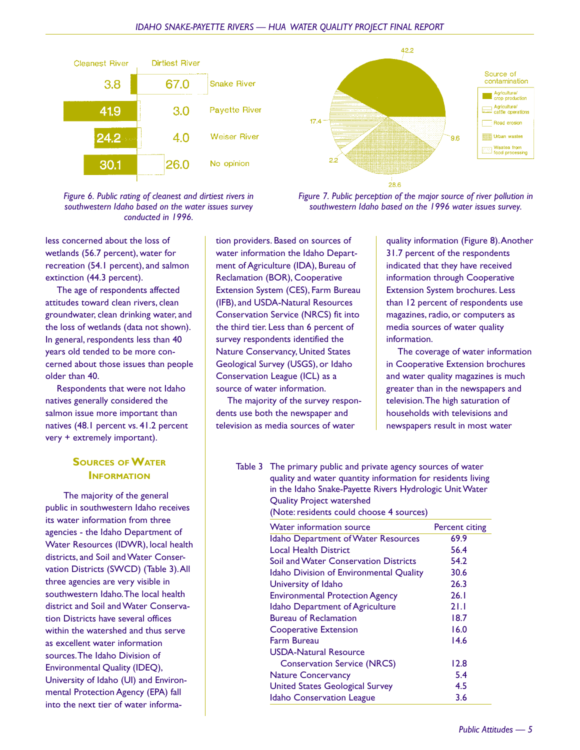| Cleanest River | Dirtiest River | |
|---|---|---|
| 3.8 | 67.0 | Snake River |
| 41.9 | 3.0 | Payette River |
| 24.2 | 4.0 | Weiser River |
| 30.1 | 26.0 | No opinion |

*Figure 6. Public rating of cleanest and dirtiest rivers in southwestern Idaho based on the water issues survey conducted in 1996.*

Source of contamination: Agriculture/crop production 42.2; Agriculture/cattle operations 17.4; Road erosion 2.2; Urban wastes 28.6; Wastes from food processing 9.6

*Figure 7. Public perception of the major source of river pollution in southwestern Idaho based on the 1996 water issues survey.*

less concerned about the loss of wetlands (56.7 percent), water for recreation (54.1 percent), and salmon extinction (44.3 percent).

The age of respondents affected attitudes toward clean rivers, clean groundwater, clean drinking water, and the loss of wetlands (data not shown). In general, respondents less than 40 years old tended to be more concerned about those issues than people older than 40.

Respondents that were not Idaho natives generally considered the salmon issue more important than natives (48.1 percent vs. 41.2 percent very + extremely important).

## Sources of Water Information

The majority of the general public in southwestern Idaho receives its water information from three agencies - the Idaho Department of Water Resources (IDWR), local health districts, and Soil and Water Conservation Districts (SWCD) (Table 3). All three agencies are very visible in southwestern Idaho. The local health district and Soil and Water Conservation Districts have several offices within the watershed and thus serve as excellent water information sources. The Idaho Division of Environmental Quality (IDEQ), University of Idaho (UI) and Environmental Protection Agency (EPA) fall into the next tier of water information providers. Based on sources of water information the Idaho Department of Agriculture (IDA), Bureau of Reclamation (BOR), Cooperative Extension System (CES), Farm Bureau (IFB), and USDA-Natural Resources Conservation Service (NRCS) fit into the third tier. Less than 6 percent of survey respondents identified the Nature Conservancy, United States Geological Survey (USGS), or Idaho Conservation League (ICL) as a source of water information.

The majority of the survey respondents use both the newspaper and television as media sources of water quality information (Figure 8). Another 31.7 percent of the respondents indicated that they have received information through Cooperative Extension System brochures. Less than 12 percent of respondents use magazines, radio, or computers as media sources of water quality information.

The coverage of water information in Cooperative Extension brochures and water quality magazines is much greater than in the newspapers and television. The high saturation of households with televisions and newspapers result in most water

Table 3 The primary public and private agency sources of water quality and water quantity information for residents living in the Idaho Snake-Payette Rivers Hydrologic Unit Water Quality Project watershed
(Note: residents could choose 4 sources)

| Water information source | Percent citing |
|---|---|
| Idaho Department of Water Resources | 69.9 |
| Local Health District | 56.4 |
| Soil and Water Conservation Districts | 54.2 |
| Idaho Division of Environmental Quality | 30.6 |
| University of Idaho | 26.3 |
| Environmental Protection Agency | 26.1 |
| Idaho Department of Agriculture | 21.1 |
| Bureau of Reclamation | 18.7 |
| Cooperative Extension | 16.0 |
| Farm Bureau | 14.6 |
| USDA-Natural Resource Conservation Service (NRCS) | 12.8 |
| Nature Conservancy | 5.4 |
| United States Geological Survey | 4.5 |
| Idaho Conservation League | 3.6 |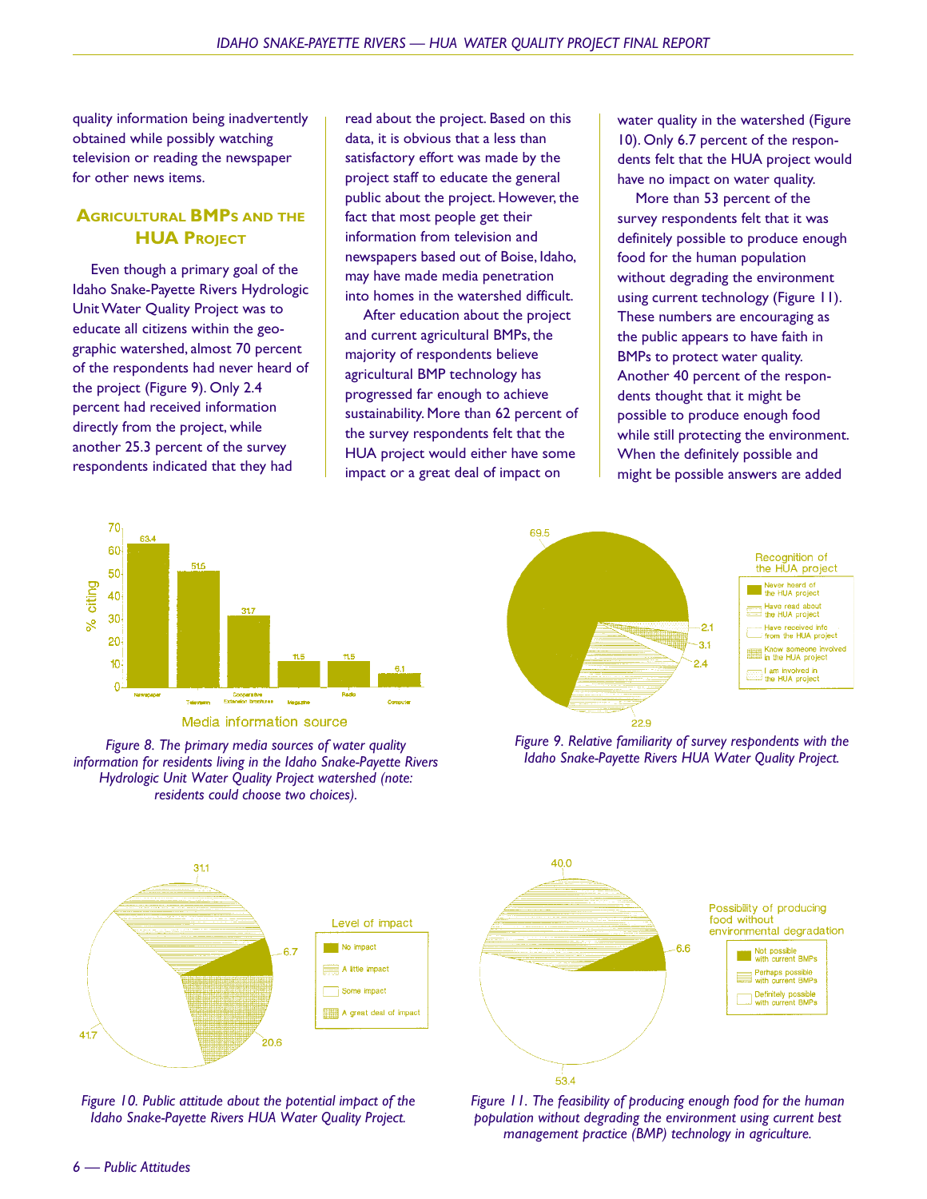quality information being inadvertently obtained while possibly watching television or reading the newspaper for other news items.

## Agricultural BMPs and the HUA Project

Even though a primary goal of the Idaho Snake-Payette Rivers Hydrologic Unit Water Quality Project was to educate all citizens within the geographic watershed, almost 70 percent of the respondents had never heard of the project (Figure 9). Only 2.4 percent had received information directly from the project, while another 25.3 percent of the survey respondents indicated that they had read about the project. Based on this data, it is obvious that a less than satisfactory effort was made by the project staff to educate the general public about the project. However, the fact that most people get their information from television and newspapers based out of Boise, Idaho, may have made media penetration into homes in the watershed difficult.

After education about the project and current agricultural BMPs, the majority of respondents believe agricultural BMP technology has progressed far enough to achieve sustainability. More than 62 percent of the survey respondents felt that the HUA project would either have some impact or a great deal of impact on water quality in the watershed (Figure 10). Only 6.7 percent of the respondents felt that the HUA project would have no impact on water quality.

More than 53 percent of the survey respondents felt that it was definitely possible to produce enough food for the human population without degrading the environment using current technology (Figure 11). These numbers are encouraging as the public appears to have faith in BMPs to protect water quality. Another 40 percent of the respondents thought that it might be possible to produce enough food while still protecting the environment. When the definitely possible and might be possible answers are added

*Figure 8. The primary media sources of water quality information for residents living in the Idaho Snake-Payette Rivers Hydrologic Unit Water Quality Project watershed (note: residents could choose two choices).*

*Figure 9. Relative familiarity of survey respondents with the Idaho Snake-Payette Rivers HUA Water Quality Project.*

*Figure 10. Public attitude about the potential impact of the Idaho Snake-Payette Rivers HUA Water Quality Project.*

*Figure 11. The feasibility of producing enough food for the human population without degrading the environment using current best management practice (BMP) technology in agriculture.*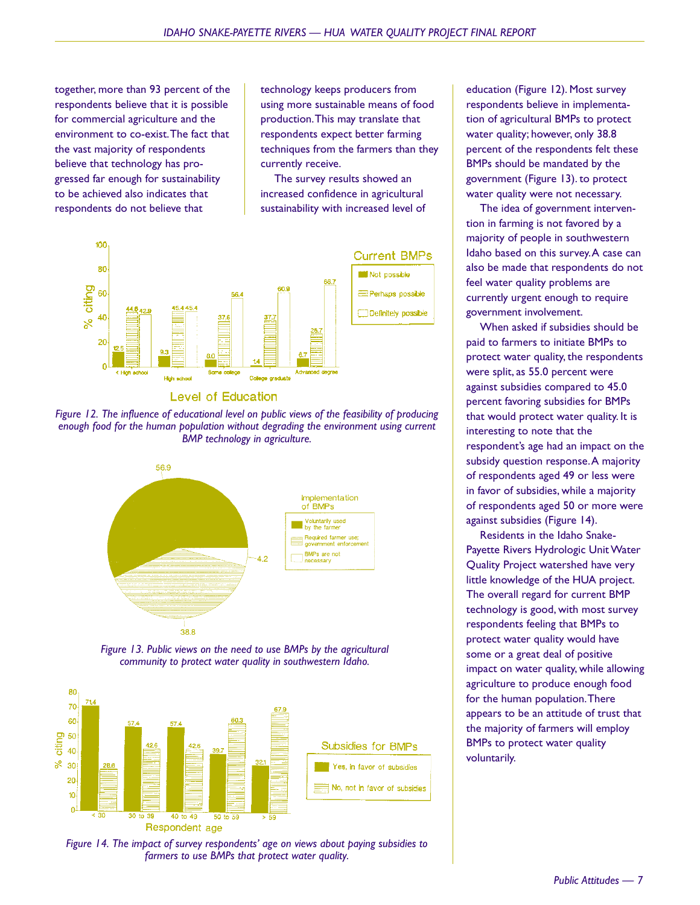together, more than 93 percent of the respondents believe that it is possible for commercial agriculture and the environment to co-exist. The fact that the vast majority of respondents believe that technology has progressed far enough for sustainability to be achieved also indicates that respondents do not believe that technology keeps producers from using more sustainable means of food production. This may translate that respondents expect better farming techniques from the farmers than they currently receive.

The survey results showed an increased confidence in agricultural sustainability with increased level of education (Figure 12). Most survey respondents believe in implementation of agricultural BMPs to protect water quality; however, only 38.8 percent of the respondents felt these BMPs should be mandated by the government (Figure 13). to protect water quality were not necessary.

The idea of government intervention in farming is not favored by a majority of people in southwestern Idaho based on this survey. A case can also be made that respondents do not feel water quality problems are currently urgent enough to require government involvement.

When asked if subsidies should be paid to farmers to initiate BMPs to protect water quality, the respondents were split, as 55.0 percent were against subsidies compared to 45.0 percent favoring subsidies for BMPs that would protect water quality. It is interesting to note that the respondent's age had an impact on the subsidy question response. A majority of respondents aged 49 or less were in favor of subsidies, while a majority of respondents aged 50 or more were against subsidies (Figure 14).

Residents in the Idaho Snake-Payette Rivers Hydrologic Unit Water Quality Project watershed have very little knowledge of the HUA project. The overall regard for current BMP technology is good, with most survey respondents feeling that BMPs to protect water quality would have some or a great deal of positive impact on water quality, while allowing agriculture to produce enough food for the human population. There appears to be an attitude of trust that the majority of farmers will employ BMPs to protect water quality voluntarily.

| Level of Education | Not possible | Perhaps possible | Definitely possible |
|---|---|---|---|
| < High school | 12.5 | 44.6 | 42.9 |
| High school | 9.3 | 45.4 | 45.4 |
| Some college | 6.0 | 37.6 | 56.4 |
| College graduate | 1.4 | 37.7 | 60.9 |
| Advanced degree | 6.7 | 26.7 | 66.7 |

*Figure 12. The influence of educational level on public views of the feasibility of producing enough food for the human population without degrading the environment using current BMP technology in agriculture.*

| Implementation of BMPs | % |
|---|---|
| Voluntarily used by the farmer | 56.9 |
| Required farmer use; government enforcement | 38.8 |
| BMPs are not necessary | 4.2 |

*Figure 13. Public views on the need to use BMPs by the agricultural community to protect water quality in southwestern Idaho.*

| Respondent age | Yes, in favor of subsidies | No, not in favor of subsidies |
|---|---|---|
| < 30 | 71.4 | 28.6 |
| 30 to 39 | 57.4 | 42.6 |
| 40 to 49 | 57.4 | 42.6 |
| 50 to 59 | 39.7 | 60.3 |
| > 59 | 32.1 | 67.9 |

*Figure 14. The impact of survey respondents' age on views about paying subsidies to farmers to use BMPs that protect water quality.*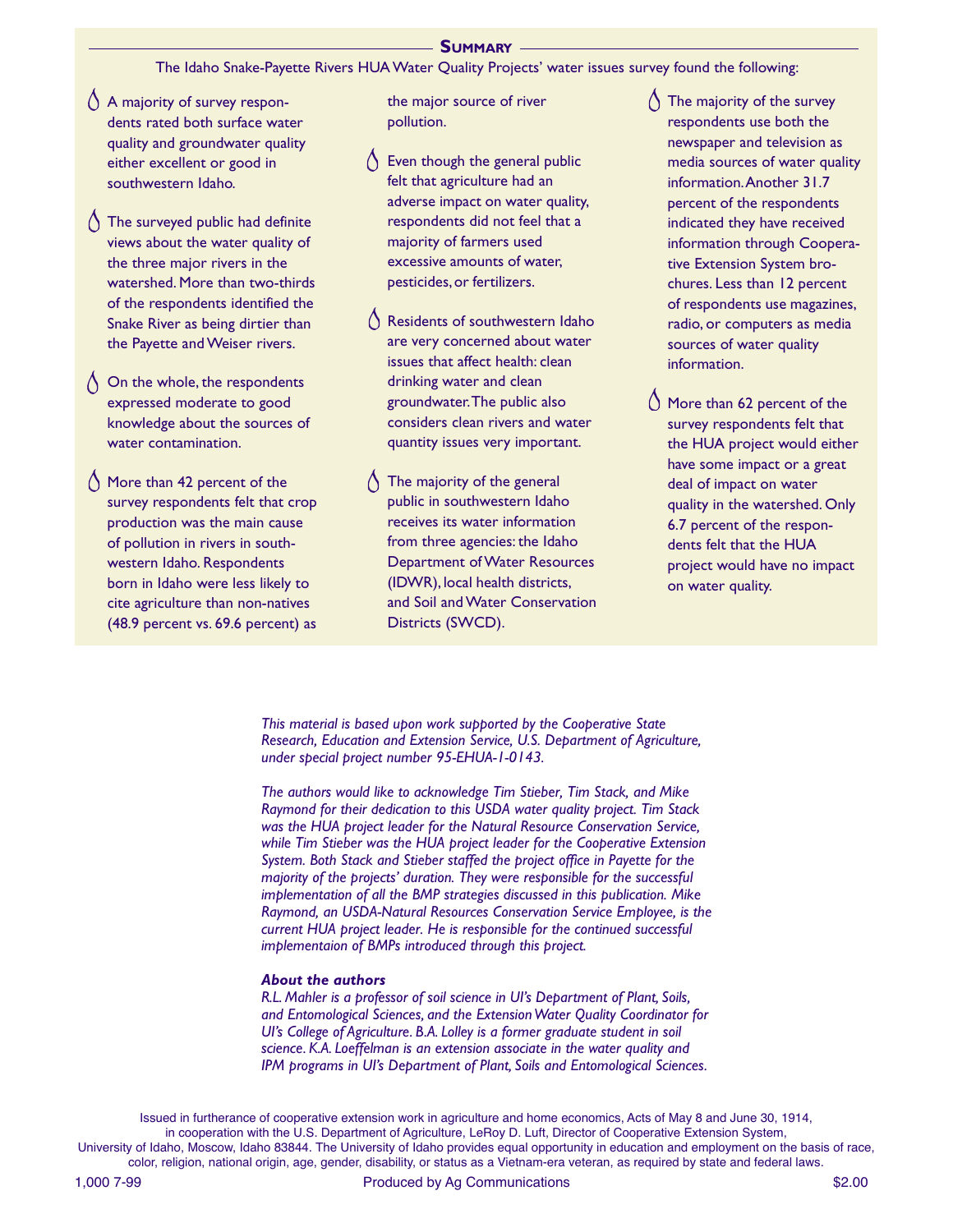## Summary

The Idaho Snake-Payette Rivers HUA Water Quality Projects' water issues survey found the following:

- A majority of survey respondents rated both surface water quality and groundwater quality either excellent or good in southwestern Idaho.
- The surveyed public had definite views about the water quality of the three major rivers in the watershed. More than two-thirds of the respondents identified the Snake River as being dirtier than the Payette and Weiser rivers.
- On the whole, the respondents expressed moderate to good knowledge about the sources of water contamination.
- More than 42 percent of the survey respondents felt that crop production was the main cause of pollution in rivers in southwestern Idaho. Respondents born in Idaho were less likely to cite agriculture than non-natives (48.9 percent vs. 69.6 percent) as the major source of river pollution.
- Even though the general public felt that agriculture had an adverse impact on water quality, respondents did not feel that a majority of farmers used excessive amounts of water, pesticides, or fertilizers.
- Residents of southwestern Idaho are very concerned about water issues that affect health: clean drinking water and clean groundwater. The public also considers clean rivers and water quantity issues very important.
- The majority of the general public in southwestern Idaho receives its water information from three agencies: the Idaho Department of Water Resources (IDWR), local health districts, and Soil and Water Conservation Districts (SWCD).
- The majority of the survey respondents use both the newspaper and television as media sources of water quality information. Another 31.7 percent of the respondents indicated they have received information through Cooperative Extension System brochures. Less than 12 percent of respondents use magazines, radio, or computers as media sources of water quality information.
- More than 62 percent of the survey respondents felt that the HUA project would either have some impact or a great deal of impact on water quality in the watershed. Only 6.7 percent of the respondents felt that the HUA project would have no impact on water quality.

*This material is based upon work supported by the Cooperative State Research, Education and Extension Service, U.S. Department of Agriculture, under special project number 95-EHUA-1-0143.*

*The authors would like to acknowledge Tim Stieber, Tim Stack, and Mike Raymond for their dedication to this USDA water quality project. Tim Stack was the HUA project leader for the Natural Resource Conservation Service, while Tim Stieber was the HUA project leader for the Cooperative Extension System. Both Stack and Stieber staffed the project office in Payette for the majority of the projects' duration. They were responsible for the successful implementation of all the BMP strategies discussed in this publication. Mike Raymond, an USDA-Natural Resources Conservation Service Employee, is the current HUA project leader. He is responsible for the continued successful implementaion of BMPs introduced through this project.*

***About the authors***

*R.L. Mahler is a professor of soil science in UI's Department of Plant, Soils, and Entomological Sciences, and the Extension Water Quality Coordinator for UI's College of Agriculture. B.A. Lolley is a former graduate student in soil science. K.A. Loeffelman is an extension associate in the water quality and IPM programs in UI's Department of Plant, Soils and Entomological Sciences.*

Issued in furtherance of cooperative extension work in agriculture and home economics, Acts of May 8 and June 30, 1914, in cooperation with the U.S. Department of Agriculture, LeRoy D. Luft, Director of Cooperative Extension System, University of Idaho, Moscow, Idaho 83844. The University of Idaho provides equal opportunity in education and employment on the basis of race, color, religion, national origin, age, gender, disability, or status as a Vietnam-era veteran, as required by state and federal laws.

1,000 7-99 Produced by Ag Communications $2.00